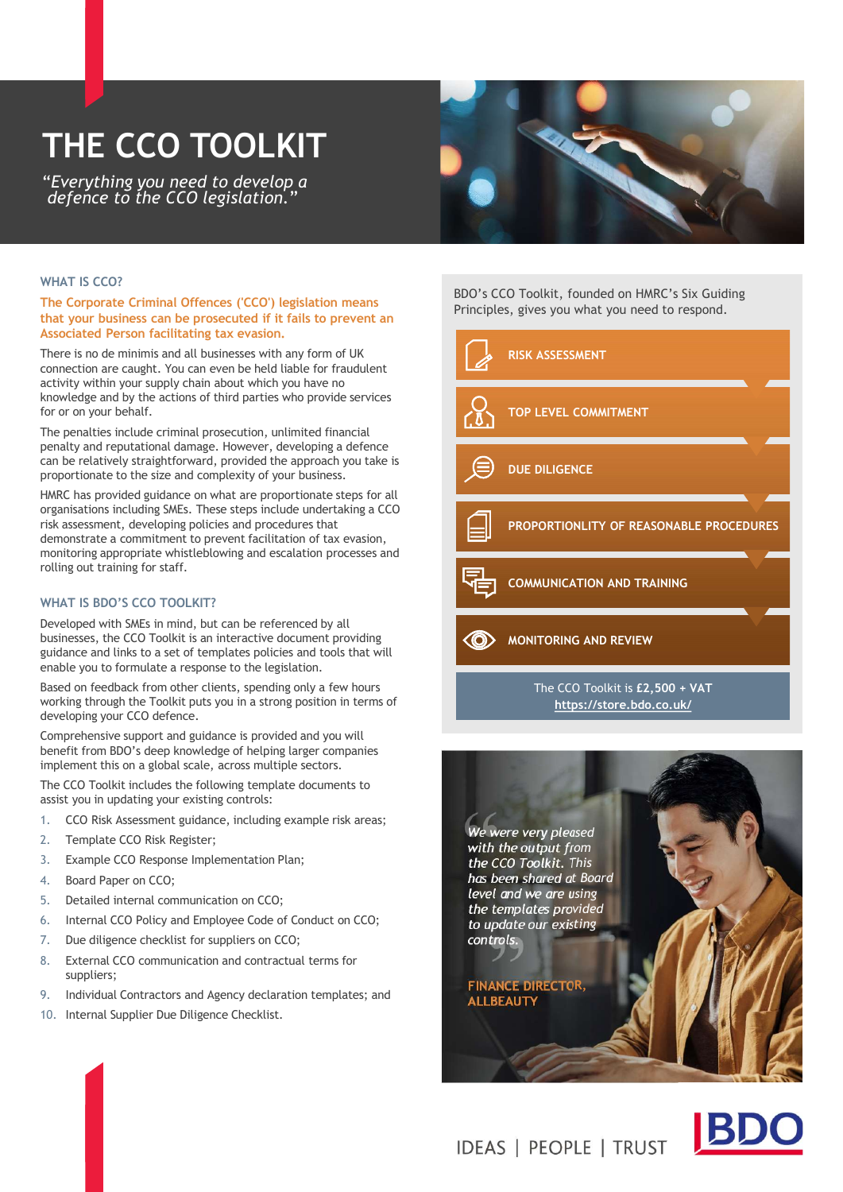# THE CCO TOOLKIT

*“Everything you need to develop a defence to the CCO legislation.”*

## WHAT IS CCO?

**The Corporate Criminal Offences ('CCO') legislation means that your business can be prosecuted if it fails to prevent an Associated Person facilitating tax evasion.**

There is no de minimis and all businesses with any form of UK connection are caught. You can even be held liable for fraudulent activity within your supply chain about which you have no knowledge and by the actions of third parties who provide services for or on your behalf.

The penalties include criminal prosecution, unlimited financial penalty and reputational damage. However, developing a defence can be relatively straightforward, provided the approach you take is proportionate to the size and complexity of your business.

HMRC has provided guidance on what are proportionate steps for all organisations including SMEs. These steps include undertaking a CCO risk assessment, developing policies and procedures that demonstrate a commitment to prevent facilitation of tax evasion, monitoring appropriate whistleblowing and escalation processes and rolling out training for staff.

## WHAT IS BDO’S CCO TOOLKIT?

Developed with SMEs in mind, but can be referenced by all businesses, the CCO Toolkit is an interactive document providing guidance and links to a set of templates policies and tools that will enable you to formulate a response to the legislation.

Based on feedback from other clients, spending only a few hours working through the Toolkit puts you in a strong position in terms of developing your CCO defence.

Comprehensive support and guidance is provided and you will benefit from BDO’s deep knowledge of helping larger companies implement this on a global scale, across multiple sectors.

The CCO Toolkit includes the following template documents to assist you in updating your existing controls:

1. CCO Risk Assessment guidance, including example risk areas;
2. Template CCO Risk Register;
3. Example CCO Response Implementation Plan;
4. Board Paper on CCO;
5. Detailed internal communication on CCO;
6. Internal CCO Policy and Employee Code of Conduct on CCO;
7. Due diligence checklist for suppliers on CCO;
8. External CCO communication and contractual terms for suppliers;
9. Individual Contractors and Agency declaration templates; and
10. Internal Supplier Due Diligence Checklist.

BDO’s CCO Toolkit, founded on HMRC’s Six Guiding Principles, gives you what you need to respond.

- RISK ASSESSMENT
- TOP LEVEL COMMITMENT
- DUE DILIGENCE
- PROPORTIONLITY OF REASONABLE PROCEDURES
- COMMUNICATION AND TRAINING
- MONITORING AND REVIEW

The CCO Toolkit is **£2,500 + VAT**
https://store.bdo.co.uk/

*“We were very pleased with the output from the CCO Toolkit. This has been shared at Board level and we are using the templates provided to update our existing controls.”*

**FINANCE DIRECTOR, ALLBEAUTY**

IDEAS | PEOPLE | TRUST

BDO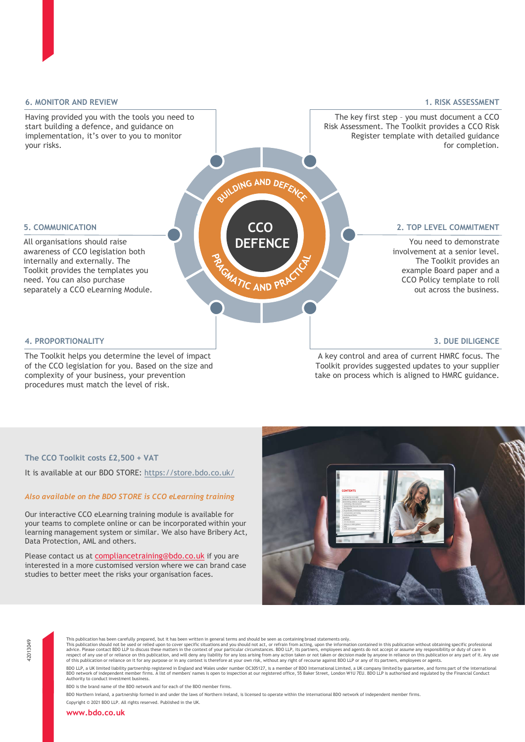### 1. RISK ASSESSMENT

The key first step – you must document a CCO Risk Assessment. The Toolkit provides a CCO Risk Register template with detailed guidance for completion.

### 2. TOP LEVEL COMMITMENT

You need to demonstrate involvement at a senior level. The Toolkit provides an example Board paper and a CCO Policy template to roll out across the business.

### 3. DUE DILIGENCE

A key control and area of current HMRC focus. The Toolkit provides suggested updates to your supplier take on process which is aligned to HMRC guidance.

### 4. PROPORTIONALITY

The Toolkit helps you determine the level of impact of the CCO legislation for you. Based on the size and complexity of your business, your prevention procedures must match the level of risk.

### 5. COMMUNICATION

All organisations should raise awareness of CCO legislation both internally and externally. The Toolkit provides the templates you need. You can also purchase separately a CCO eLearning Module.

### 6. MONITOR AND REVIEW

Having provided you with the tools you need to start building a defence, and guidance on implementation, it's over to you to monitor your risks.

CCO DEFENCE

BUILDING AND DEFENCE

PRAGMATIC AND PRACTICAL

**The CCO Toolkit costs £2,500 + VAT**

It is available at our BDO STORE: https://store.bdo.co.uk/

*Also available on the BDO STORE is CCO eLearning training*

Our interactive CCO eLearning training module is available for your teams to complete online or can be incorporated within your learning management system or similar. We also have Bribery Act, Data Protection, AML and others.

Please contact us at compliancetraining@bdo.co.uk if you are interested in a more customised version where we can brand case studies to better meet the risks your organisation faces.

This publication has been carefully prepared, but it has been written in general terms and should be seen as containing broad statements only. This publication should not be used or relied upon to cover specific situations and you should not act, or refrain from acting, upon the information contained in this publication without obtaining specific professional advice. Please contact BDO LLP to discuss these matters in the context of your particular circumstances. BDO LLP, its partners, employees and agents do not accept or assume any responsibility or duty of care in respect of any use of or reliance on this publication, and will deny any liability for any loss arising from any action taken or not taken or decision made by anyone in reliance on this publication or any part of it. Any use of this publication or reliance on it for any purpose or in any context is therefore at your own risk, without any right of recourse against BDO LLP or any of its partners, employees or agents.

BDO LLP, a UK limited liability partnership registered in England and Wales under number OC305127, is a member of BDO International Limited, a UK company limited by guarantee, and forms part of the international BDO network of independent member firms. A list of members' names is open to inspection at our registered office, 55 Baker Street, London W1U 7EU. BDO LLP is authorised and regulated by the Financial Conduct Authority to conduct investment business.

BDO is the brand name of the BDO network and for each of the BDO member firms.

BDO Northern Ireland, a partnership formed in and under the laws of Northern Ireland, is licensed to operate within the international BDO network of independent member firms.

Copyright © 2021 BDO LLP. All rights reserved. Published in the UK.

**www.bdo.co.uk**

42013049